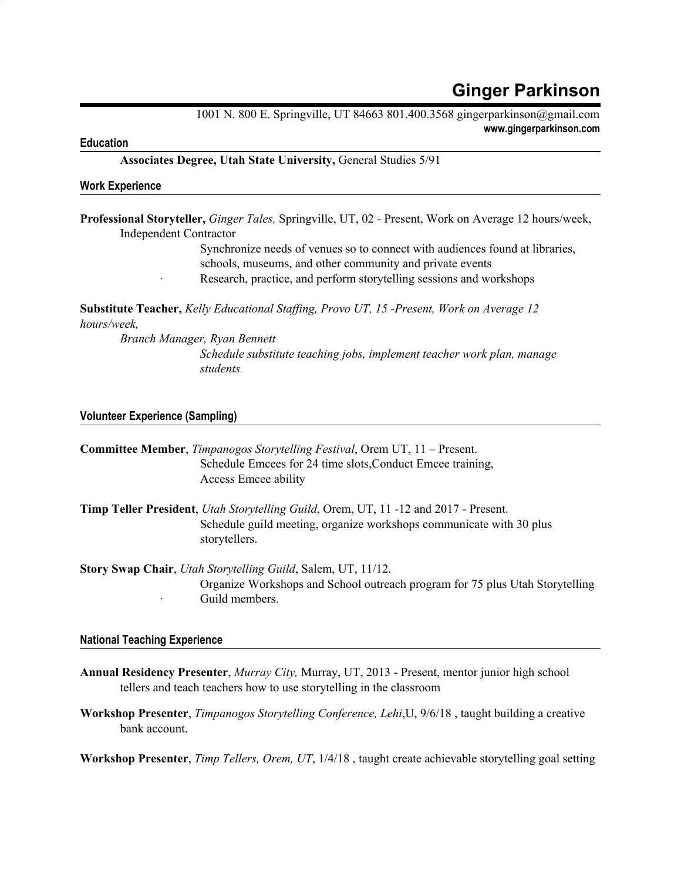# Ginger Parkinson

1001 N. 800 E. Springville, UT 84663 801.400.3568 gingerparkinson@gmail.com
**www.gingerparkinson.com**

## Education

**Associates Degree, Utah State University,** General Studies 5/91

## Work Experience

**Professional Storyteller,** *Ginger Tales,* Springville, UT, 02 - Present, Work on Average 12 hours/week, Independent Contractor

Synchronize needs of venues so to connect with audiences found at libraries, schools, museums, and other community and private events

- Research, practice, and perform storytelling sessions and workshops

**Substitute Teacher,** *Kelly Educational Staffing, Provo UT, 15 -Present, Work on Average 12 hours/week,*

*Branch Manager, Ryan Bennett*

*Schedule substitute teaching jobs, implement teacher work plan, manage students.*

## Volunteer Experience (Sampling)

**Committee Member**, *Timpanogos Storytelling Festival*, Orem UT, 11 – Present.

Schedule Emcees for 24 time slots,Conduct Emcee training, Access Emcee ability

**Timp Teller President**, *Utah Storytelling Guild*, Orem, UT, 11 -12 and 2017 - Present.

Schedule guild meeting, organize workshops communicate with 30 plus storytellers.

**Story Swap Chair**, *Utah Storytelling Guild*, Salem, UT, 11/12.

- Organize Workshops and School outreach program for 75 plus Utah Storytelling Guild members.

## National Teaching Experience

**Annual Residency Presenter**, *Murray City,* Murray, UT, 2013 - Present, mentor junior high school tellers and teach teachers how to use storytelling in the classroom

**Workshop Presenter**, *Timpanogos Storytelling Conference, Lehi*,U, 9/6/18 , taught building a creative bank account.

**Workshop Presenter**, *Timp Tellers, Orem, UT*, 1/4/18 , taught create achievable storytelling goal setting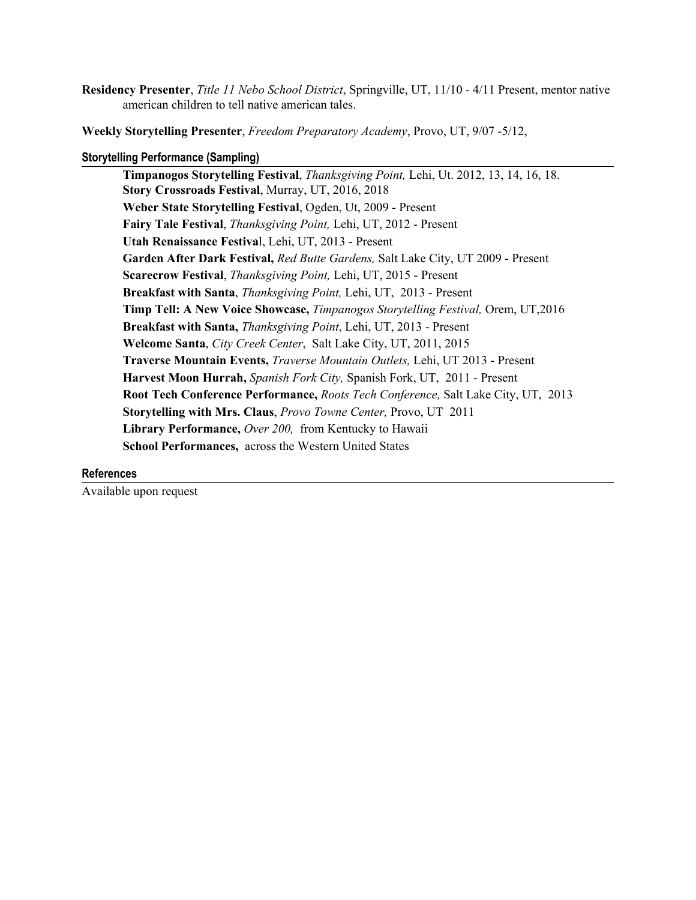**Residency Presenter**, *Title 11 Nebo School District*, Springville, UT, 11/10 - 4/11 Present, mentor native american children to tell native american tales.

**Weekly Storytelling Presenter**, *Freedom Preparatory Academy*, Provo, UT, 9/07 -5/12,

### Storytelling Performance (Sampling)

**Timpanogos Storytelling Festival**, *Thanksgiving Point,* Lehi, Ut. 2012, 13, 14, 16, 18.
**Story Crossroads Festival**, Murray, UT, 2016, 2018
**Weber State Storytelling Festival**, Ogden, Ut, 2009 - Present
**Fairy Tale Festival**, *Thanksgiving Point,* Lehi, UT, 2012 - Present
**Utah Renaissance Festiva**l, Lehi, UT, 2013 - Present
**Garden After Dark Festival,** *Red Butte Gardens,* Salt Lake City, UT 2009 - Present
**Scarecrow Festival**, *Thanksgiving Point,* Lehi, UT, 2015 - Present
**Breakfast with Santa**, *Thanksgiving Point,* Lehi, UT, 2013 - Present
**Timp Tell: A New Voice Showcase,** *Timpanogos Storytelling Festival,* Orem, UT,2016
**Breakfast with Santa,** *Thanksgiving Point*, Lehi, UT, 2013 - Present
**Welcome Santa**, *City Creek Center*, Salt Lake City, UT, 2011, 2015
**Traverse Mountain Events,** *Traverse Mountain Outlets,* Lehi, UT 2013 - Present
**Harvest Moon Hurrah,** *Spanish Fork City,* Spanish Fork, UT, 2011 - Present
**Root Tech Conference Performance,** *Roots Tech Conference,* Salt Lake City, UT, 2013
**Storytelling with Mrs. Claus**, *Provo Towne Center,* Provo, UT 2011
**Library Performance,** *Over 200,* from Kentucky to Hawaii
**School Performances,** across the Western United States

### References

Available upon request